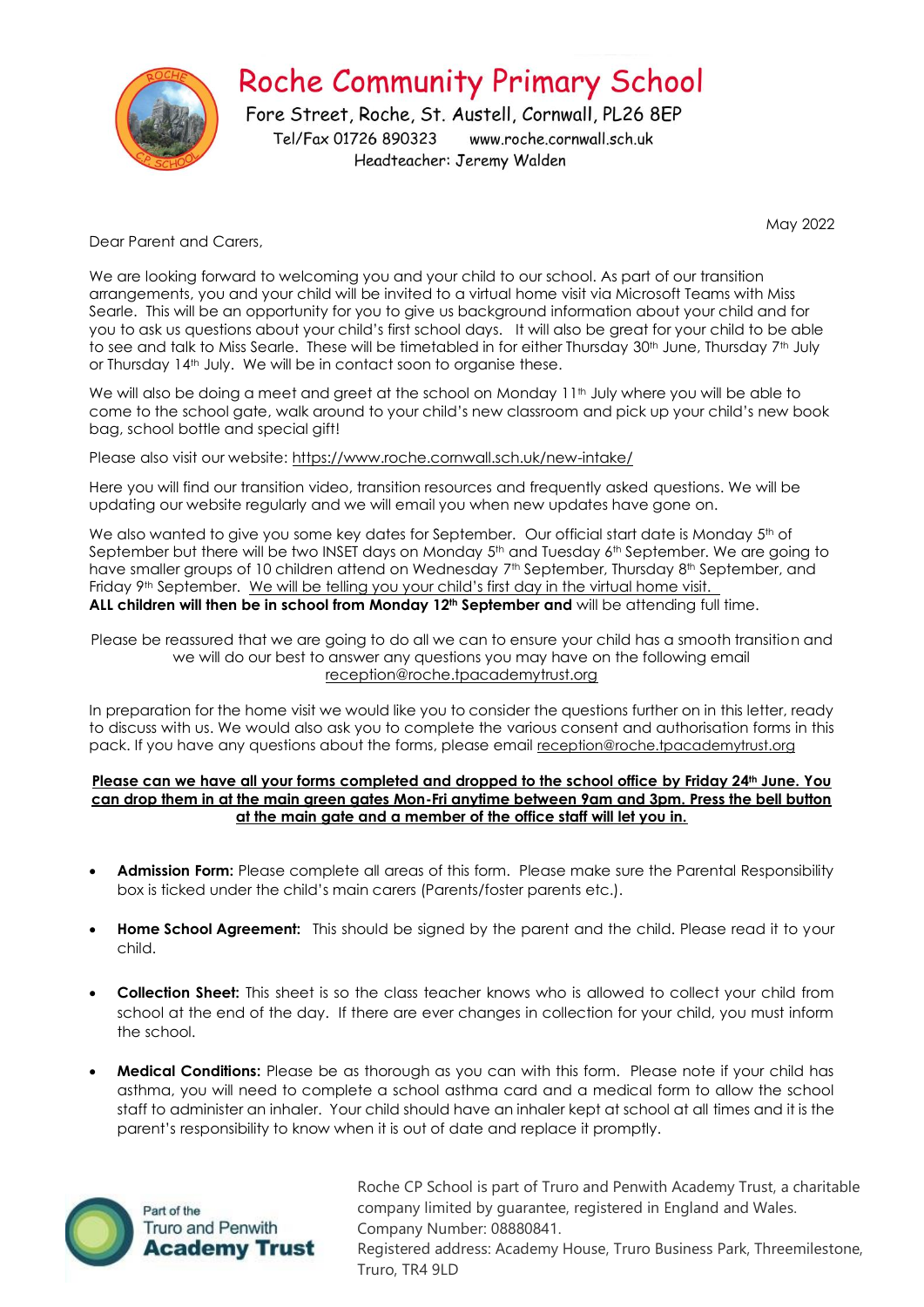# Roche Community Primary School

Fore Street, Roche, St. Austell, Cornwall, PL26 8EP

Tel/Fax 01726 890323 www.roche.cornwall.sch.uk

Headteacher: Jeremy Walden

May 2022

Dear Parent and Carers,

We are looking forward to welcoming you and your child to our school. As part of our transition arrangements, you and your child will be invited to a virtual home visit via Microsoft Teams with Miss Searle. This will be an opportunity for you to give us background information about your child and for you to ask us questions about your child's first school days. It will also be great for your child to be able to see and talk to Miss Searle. These will be timetabled in for either Thursday 30th June, Thursday 7th July or Thursday 14th July. We will be in contact soon to organise these.

We will also be doing a meet and greet at the school on Monday 11th July where you will be able to come to the school gate, walk around to your child's new classroom and pick up your child's new book bag, school bottle and special gift!

Please also visit our website: https://www.roche.cornwall.sch.uk/new-intake/

Here you will find our transition video, transition resources and frequently asked questions. We will be updating our website regularly and we will email you when new updates have gone on.

We also wanted to give you some key dates for September. Our official start date is Monday 5th of September but there will be two INSET days on Monday 5th and Tuesday 6th September. We are going to have smaller groups of 10 children attend on Wednesday 7th September, Thursday 8th September, and Friday 9th September. We will be telling you your child's first day in the virtual home visit.
**ALL children will then be in school from Monday 12th September and** will be attending full time.

Please be reassured that we are going to do all we can to ensure your child has a smooth transition and we will do our best to answer any questions you may have on the following email reception@roche.tpacademytrust.org

In preparation for the home visit we would like you to consider the questions further on in this letter, ready to discuss with us. We would also ask you to complete the various consent and authorisation forms in this pack. If you have any questions about the forms, please email reception@roche.tpacademytrust.org

**Please can we have all your forms completed and dropped to the school office by Friday 24th June. You can drop them in at the main green gates Mon-Fri anytime between 9am and 3pm. Press the bell button at the main gate and a member of the office staff will let you in.**

- **Admission Form:** Please complete all areas of this form. Please make sure the Parental Responsibility box is ticked under the child's main carers (Parents/foster parents etc.).
- **Home School Agreement:** This should be signed by the parent and the child. Please read it to your child.
- **Collection Sheet:** This sheet is so the class teacher knows who is allowed to collect your child from school at the end of the day. If there are ever changes in collection for your child, you must inform the school.
- **Medical Conditions:** Please be as thorough as you can with this form. Please note if your child has asthma, you will need to complete a school asthma card and a medical form to allow the school staff to administer an inhaler. Your child should have an inhaler kept at school at all times and it is the parent's responsibility to know when it is out of date and replace it promptly.

Part of the Truro and Penwith Academy Trust

Roche CP School is part of Truro and Penwith Academy Trust, a charitable company limited by guarantee, registered in England and Wales. Company Number: 08880841. Registered address: Academy House, Truro Business Park, Threemilestone, Truro, TR4 9LD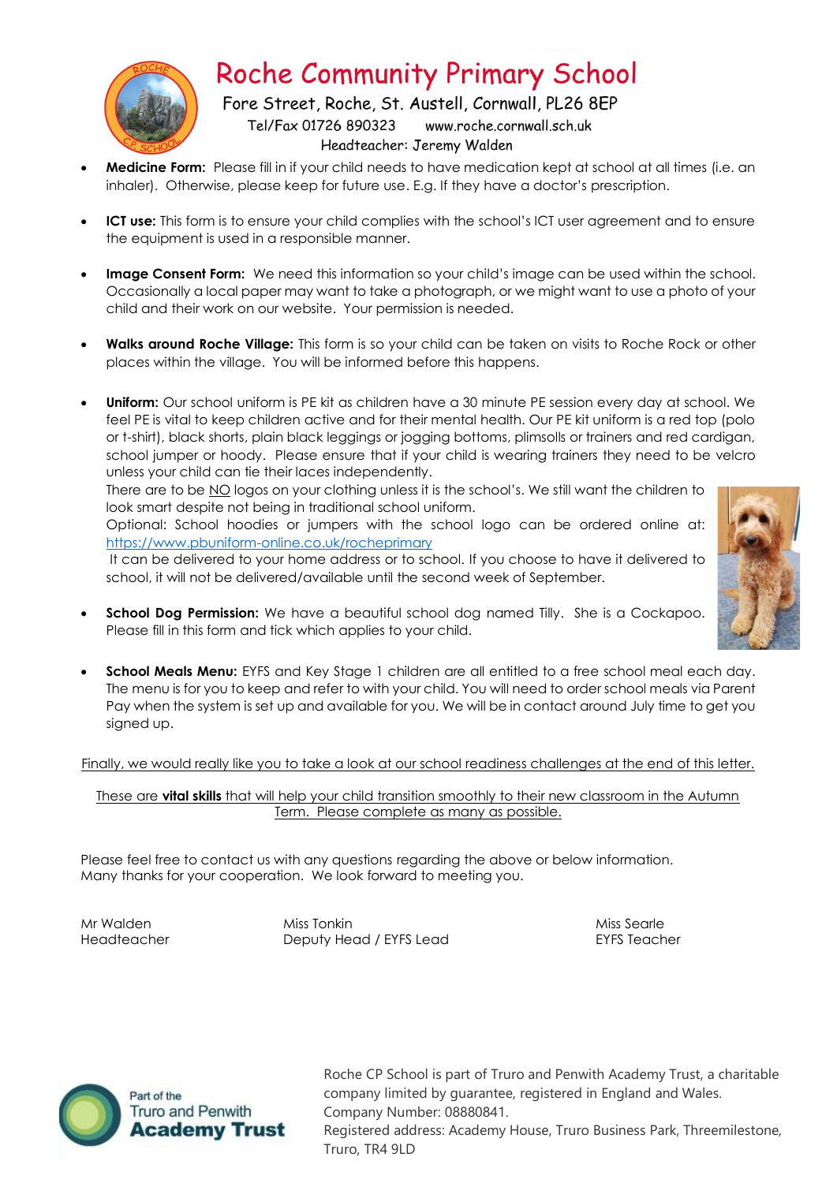# Roche Community Primary School

Fore Street, Roche, St. Austell, Cornwall, PL26 8EP
Tel/Fax 01726 890323 www.roche.cornwall.sch.uk
Headteacher: Jeremy Walden

- **Medicine Form:** Please fill in if your child needs to have medication kept at school at all times (i.e. an inhaler). Otherwise, please keep for future use. E.g. If they have a doctor's prescription.

- **ICT use:** This form is to ensure your child complies with the school's ICT user agreement and to ensure the equipment is used in a responsible manner.

- **Image Consent Form:** We need this information so your child's image can be used within the school. Occasionally a local paper may want to take a photograph, or we might want to use a photo of your child and their work on our website. Your permission is needed.

- **Walks around Roche Village:** This form is so your child can be taken on visits to Roche Rock or other places within the village. You will be informed before this happens.

- **Uniform:** Our school uniform is PE kit as children have a 30 minute PE session every day at school. We feel PE is vital to keep children active and for their mental health. Our PE kit uniform is a red top (polo or t-shirt), black shorts, plain black leggings or jogging bottoms, plimsolls or trainers and red cardigan, school jumper or hoody. Please ensure that if your child is wearing trainers they need to be velcro unless your child can tie their laces independently.
  There are to be NO logos on your clothing unless it is the school's. We still want the children to look smart despite not being in traditional school uniform.
  Optional: School hoodies or jumpers with the school logo can be ordered online at: https://www.pbuniform-online.co.uk/rocheprimary
  It can be delivered to your home address or to school. If you choose to have it delivered to school, it will not be delivered/available until the second week of September.

- **School Dog Permission:** We have a beautiful school dog named Tilly. She is a Cockapoo. Please fill in this form and tick which applies to your child.

- **School Meals Menu:** EYFS and Key Stage 1 children are all entitled to a free school meal each day. The menu is for you to keep and refer to with your child. You will need to order school meals via Parent Pay when the system is set up and available for you. We will be in contact around July time to get you signed up.

Finally, we would really like you to take a look at our school readiness challenges at the end of this letter.

These are **vital skills** that will help your child transition smoothly to their new classroom in the Autumn Term. Please complete as many as possible.

Please feel free to contact us with any questions regarding the above or below information.
Many thanks for your cooperation. We look forward to meeting you.

Mr Walden
Headteacher

Miss Tonkin
Deputy Head / EYFS Lead

Miss Searle
EYFS Teacher

Part of the Truro and Penwith Academy Trust

Roche CP School is part of Truro and Penwith Academy Trust, a charitable company limited by guarantee, registered in England and Wales.
Company Number: 08880841.
Registered address: Academy House, Truro Business Park, Threemilestone, Truro, TR4 9LD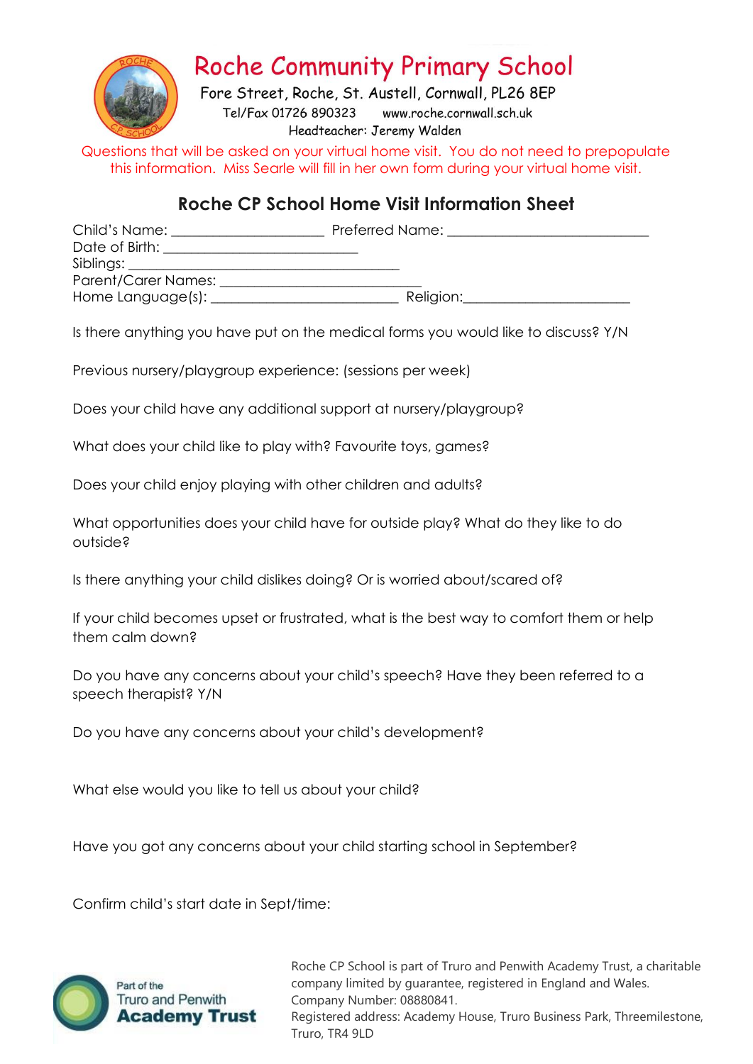# Roche Community Primary School

Fore Street, Roche, St. Austell, Cornwall, PL26 8EP

Tel/Fax 01726 890323     www.roche.cornwall.sch.uk

Headteacher: Jeremy Walden

Questions that will be asked on your virtual home visit. You do not need to prepopulate this information. Miss Searle will fill in her own form during your virtual home visit.

## Roche CP School Home Visit Information Sheet

Child's Name: ____________________ Preferred Name: ___________________________

Date of Birth: __________________________

Siblings: ____________________________________

Parent/Carer Names: ___________________________

Home Language(s): _________________________ Religion:______________________

Is there anything you have put on the medical forms you would like to discuss? Y/N

Previous nursery/playgroup experience: (sessions per week)

Does your child have any additional support at nursery/playgroup?

What does your child like to play with? Favourite toys, games?

Does your child enjoy playing with other children and adults?

What opportunities does your child have for outside play? What do they like to do outside?

Is there anything your child dislikes doing? Or is worried about/scared of?

If your child becomes upset or frustrated, what is the best way to comfort them or help them calm down?

Do you have any concerns about your child's speech? Have they been referred to a speech therapist? Y/N

Do you have any concerns about your child's development?

What else would you like to tell us about your child?

Have you got any concerns about your child starting school in September?

Confirm child's start date in Sept/time:

Part of the Truro and Penwith Academy Trust

Roche CP School is part of Truro and Penwith Academy Trust, a charitable company limited by guarantee, registered in England and Wales. Company Number: 08880841. Registered address: Academy House, Truro Business Park, Threemilestone, Truro, TR4 9LD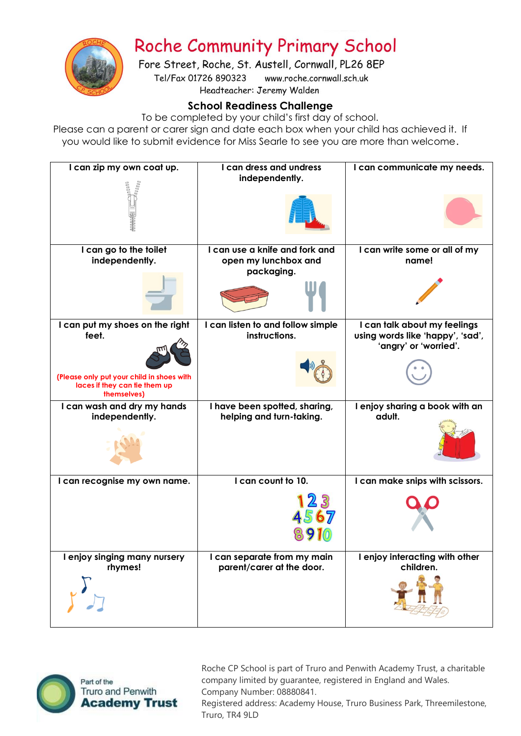# Roche Community Primary School

Fore Street, Roche, St. Austell, Cornwall, PL26 8EP

Tel/Fax 01726 890323 www.roche.cornwall.sch.uk

Headteacher: Jeremy Walden

## School Readiness Challenge

To be completed by your child's first day of school.

Please can a parent or carer sign and date each box when your child has achieved it. If you would like to submit evidence for Miss Searle to see you are more than welcome.

| | | |
|---|---|---|
| **I can zip my own coat up.** | **I can dress and undress independently.** | **I can communicate my needs.** |
| **I can go to the toilet independently.** | **I can use a knife and fork and open my lunchbox and packaging.** | **I can write some or all of my name!** |
| **I can put my shoes on the right feet.** (Please only put your child in shoes with laces if they can tie them up themselves) | **I can listen to and follow simple instructions.** | **I can talk about my feelings using words like 'happy', 'sad', 'angry' or 'worried'.** |
| **I can wash and dry my hands independently.** | **I have been spotted, sharing, helping and turn-taking.** | **I enjoy sharing a book with an adult.** |
| **I can recognise my own name.** | **I can count to 10.** | **I can make snips with scissors.** |
| **I enjoy singing many nursery rhymes!** | **I can separate from my main parent/carer at the door.** | **I enjoy interacting with other children.** |

Part of the Truro and Penwith Academy Trust

Roche CP School is part of Truro and Penwith Academy Trust, a charitable company limited by guarantee, registered in England and Wales. Company Number: 08880841. Registered address: Academy House, Truro Business Park, Threemilestone, Truro, TR4 9LD